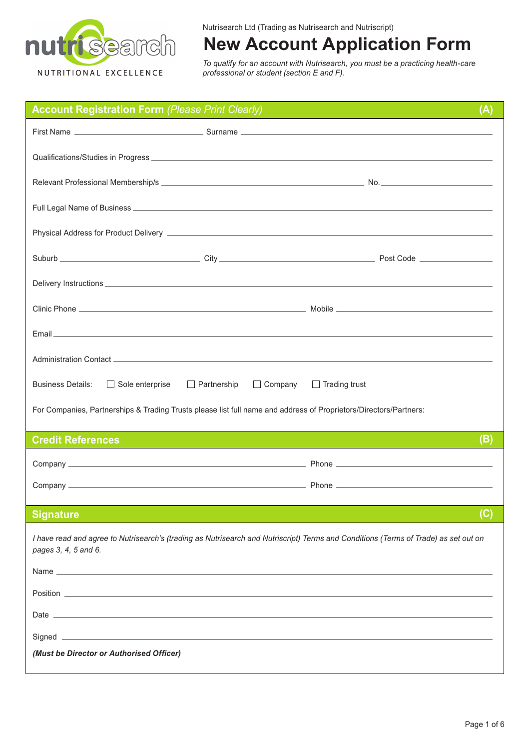nutrisearch
NUTRITIONAL EXCELLENCE

Nutrisearch Ltd (Trading as Nutrisearch and Nutriscript)

# New Account Application Form

*To qualify for an account with Nutrisearch, you must be a practicing health-care professional or student (section E and F).*

## Account Registration Form *(Please Print Clearly)* (A)

First Name ______________________ Surname ______________________

Qualifications/Studies in Progress ______________________

Relevant Professional Membership/s ______________________ No. ______________________

Full Legal Name of Business ______________________

Physical Address for Product Delivery ______________________

Suburb ______________________ City ______________________ Post Code ______________________

Delivery Instructions ______________________

Clinic Phone ______________________ Mobile ______________________

Email ______________________

Administration Contact ______________________

Business Details: ☐ Sole enterprise ☐ Partnership ☐ Company ☐ Trading trust

For Companies, Partnerships & Trading Trusts please list full name and address of Proprietors/Directors/Partners:

## Credit References (B)

Company ______________________ Phone ______________________

Company ______________________ Phone ______________________

## Signature (C)

*I have read and agree to Nutrisearch's (trading as Nutrisearch and Nutriscript) Terms and Conditions (Terms of Trade) as set out on pages 3, 4, 5 and 6.*

Name ______________________

Position ______________________

Date ______________________

Signed ______________________

***(Must be Director or Authorised Officer)***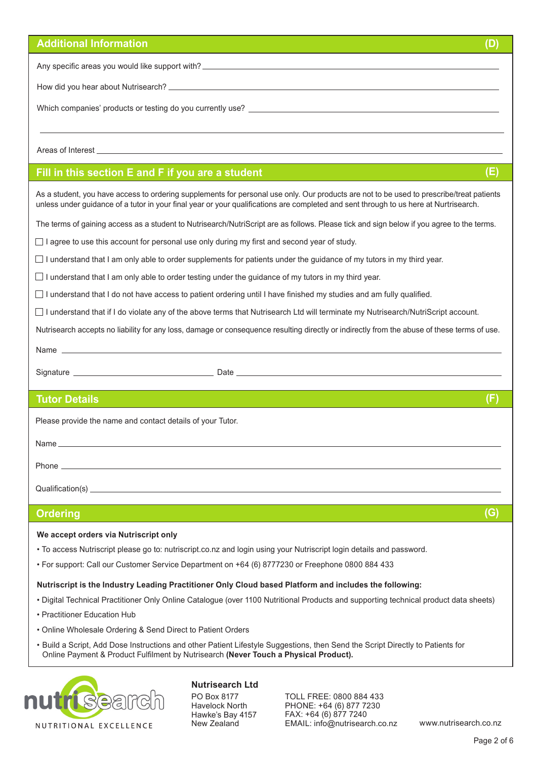## Additional Information (D)

Any specific areas you would like support with? ______________________________

How did you hear about Nutrisearch? ______________________________

Which companies' products or testing do you currently use? ______________________________

______________________________

Areas of Interest ______________________________

## Fill in this section E and F if you are a student (E)

As a student, you have access to ordering supplements for personal use only. Our products are not to be used to prescribe/treat patients unless under guidance of a tutor in your final year or your qualifications are completed and sent through to us here at Nurtrisearch.

The terms of gaining access as a student to Nutrisearch/NutriScript are as follows. Please tick and sign below if you agree to the terms.

- ☐ I agree to use this account for personal use only during my first and second year of study.
- ☐ I understand that I am only able to order supplements for patients under the guidance of my tutors in my third year.
- ☐ I understand that I am only able to order testing under the guidance of my tutors in my third year.
- ☐ I understand that I do not have access to patient ordering until I have finished my studies and am fully qualified.
- ☐ I understand that if I do violate any of the above terms that Nutrisearch Ltd will terminate my Nutrisearch/NutriScript account.

Nutrisearch accepts no liability for any loss, damage or consequence resulting directly or indirectly from the abuse of these terms of use.

Name ______________________________

Signature ______________________________ Date ______________________________

## Tutor Details (F)

Please provide the name and contact details of your Tutor.

Name ______________________________

Phone ______________________________

Qualification(s) ______________________________

## Ordering (G)

**We accept orders via Nutriscript only**

- To access Nutriscript please go to: nutriscript.co.nz and login using your Nutriscript login details and password.
- For support: Call our Customer Service Department on +64 (6) 8777230 or Freephone 0800 884 433

**Nutriscript is the Industry Leading Practitioner Only Cloud based Platform and includes the following:**

- Digital Technical Practitioner Only Online Catalogue (over 1100 Nutritional Products and supporting technical product data sheets)
- Practitioner Education Hub
- Online Wholesale Ordering & Send Direct to Patient Orders
- Build a Script, Add Dose Instructions and other Patient Lifestyle Suggestions, then Send the Script Directly to Patients for Online Payment & Product Fulfilment by Nutrisearch **(Never Touch a Physical Product).**

nutrisearch
NUTRITIONAL EXCELLENCE

**Nutrisearch Ltd**
PO Box 8177
Havelock North
Hawke's Bay 4157
New Zealand

TOLL FREE: 0800 884 433
PHONE: +64 (6) 877 7230
FAX: +64 (6) 877 7240
EMAIL: info@nutrisearch.co.nz

www.nutrisearch.co.nz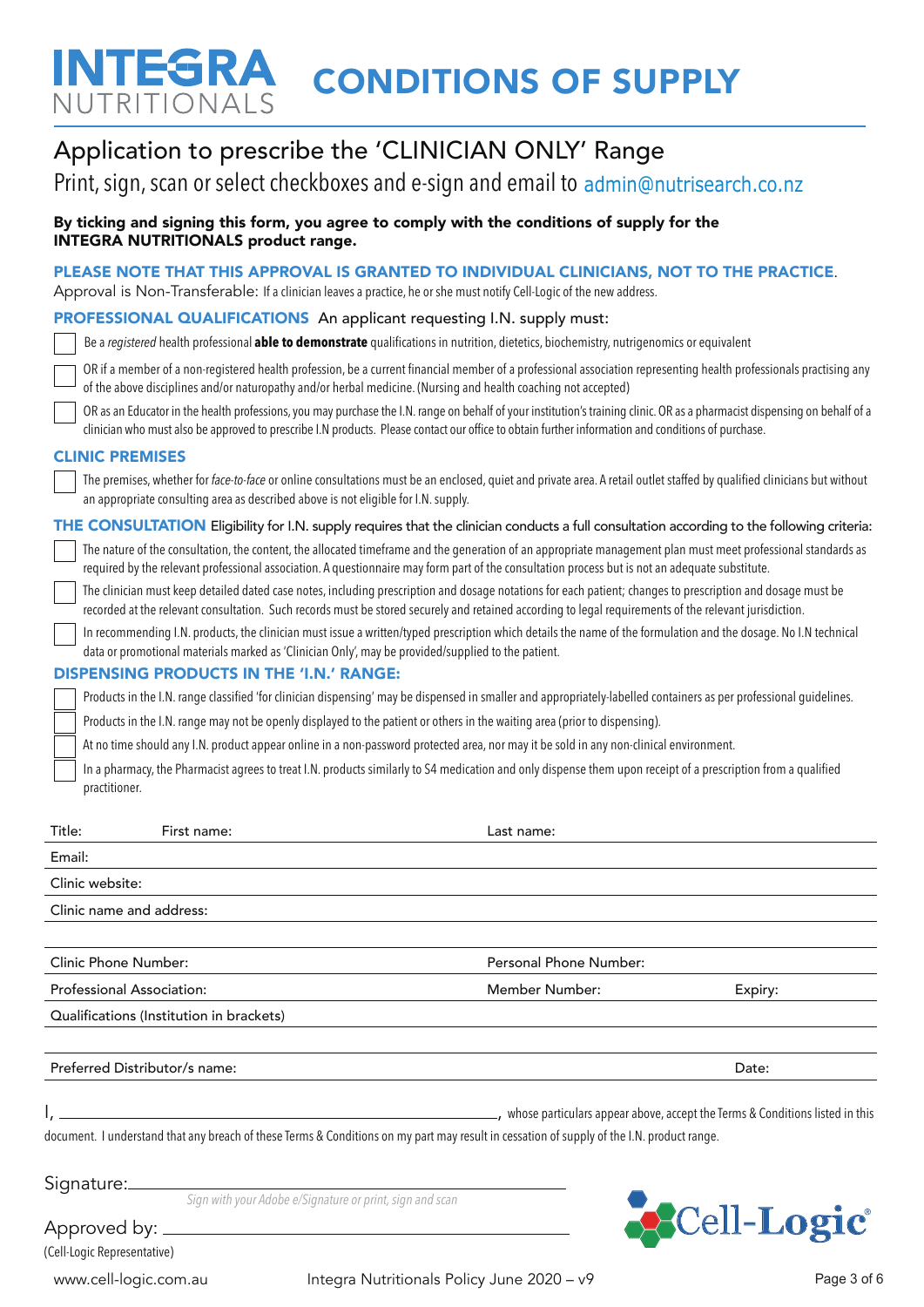# INTEGRA NUTRITIONALS — CONDITIONS OF SUPPLY

## Application to prescribe the 'CLINICIAN ONLY' Range

Print, sign, scan or select checkboxes and e-sign and email to admin@nutrisearch.co.nz

**By ticking and signing this form, you agree to comply with the conditions of supply for the INTEGRA NUTRITIONALS product range.**

**PLEASE NOTE THAT THIS APPROVAL IS GRANTED TO INDIVIDUAL CLINICIANS, NOT TO THE PRACTICE.**
Approval is Non-Transferable: If a clinician leaves a practice, he or she must notify Cell-Logic of the new address.

### PROFESSIONAL QUALIFICATIONS

An applicant requesting I.N. supply must:

- [ ] Be a *registered* health professional **able to demonstrate** qualifications in nutrition, dietetics, biochemistry, nutrigenomics or equivalent
- [ ] OR if a member of a non-registered health profession, be a current financial member of a professional association representing health professionals practising any of the above disciplines and/or naturopathy and/or herbal medicine. (Nursing and health coaching not accepted)
- [ ] OR as an Educator in the health professions, you may purchase the I.N. range on behalf of your institution's training clinic. OR as a pharmacist dispensing on behalf of a clinician who must also be approved to prescribe I.N products. Please contact our office to obtain further information and conditions of purchase.

### CLINIC PREMISES

- [ ] The premises, whether for *face-to-face* or online consultations must be an enclosed, quiet and private area. A retail outlet staffed by qualified clinicians but without an appropriate consulting area as described above is not eligible for I.N. supply.

### THE CONSULTATION

Eligibility for I.N. supply requires that the clinician conducts a full consultation according to the following criteria:

- [ ] The nature of the consultation, the content, the allocated timeframe and the generation of an appropriate management plan must meet professional standards as required by the relevant professional association. A questionnaire may form part of the consultation process but is not an adequate substitute.
- [ ] The clinician must keep detailed dated case notes, including prescription and dosage notations for each patient; changes to prescription and dosage must be recorded at the relevant consultation. Such records must be stored securely and retained according to legal requirements of the relevant jurisdiction.
- [ ] In recommending I.N. products, the clinician must issue a written/typed prescription which details the name of the formulation and the dosage. No I.N technical data or promotional materials marked as 'Clinician Only', may be provided/supplied to the patient.

### DISPENSING PRODUCTS IN THE 'I.N.' RANGE:

- [ ] Products in the I.N. range classified 'for clinician dispensing' may be dispensed in smaller and appropriately-labelled containers as per professional guidelines.
- [ ] Products in the I.N. range may not be openly displayed to the patient or others in the waiting area (prior to dispensing).
- [ ] At no time should any I.N. product appear online in a non-password protected area, nor may it be sold in any non-clinical environment.
- [ ] In a pharmacy, the Pharmacist agrees to treat I.N. products similarly to S4 medication and only dispense them upon receipt of a prescription from a qualified practitioner.

Title: First name: Last name:

Email:

Clinic website:

Clinic name and address:

Clinic Phone Number: Personal Phone Number:

Professional Association: Member Number: Expiry:

Qualifications (Institution in brackets)

Preferred Distributor/s name: Date:

I, ______________________________, whose particulars appear above, accept the Terms & Conditions listed in this document. I understand that any breach of these Terms & Conditions on my part may result in cessation of supply of the I.N. product range.

Signature: ______________________________
*Sign with your Adobe e/Signature or print, sign and scan*

Approved by: ______________________________
(Cell-Logic Representative)

Cell-Logic®

www.cell-logic.com.au — Integra Nutritionals Policy June 2020 – v9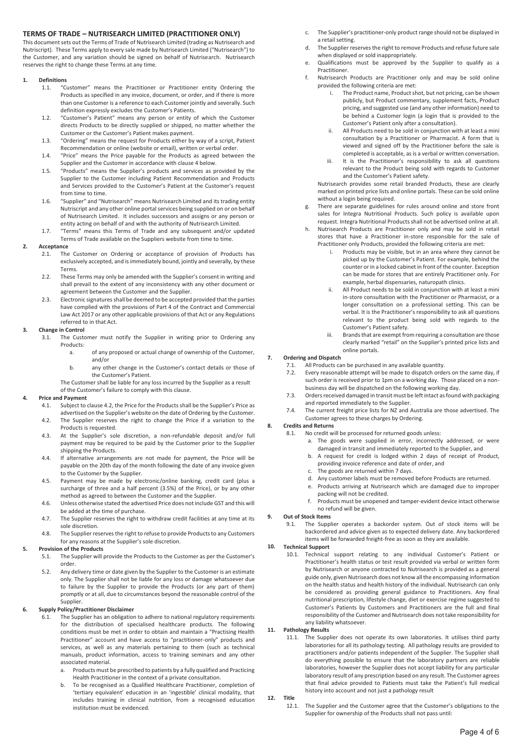## TERMS OF TRADE – NUTRISEARCH LIMITED (PRACTITIONER ONLY)

This document sets out the Terms of Trade of Nutrisearch Limited (trading as Nutrisearch and Nutriscript). These Terms apply to every sale made by Nutrisearch Limited ("Nutrisearch") to the Customer, and any variation should be signed on behalf of Nutrisearch. Nutrisearch reserves the right to change these Terms at any time.

**1. Definitions**

1.1. "Customer" means the Practitioner or Practitioner entity Ordering the Products as specified in any invoice, document, or order, and if there is more than one Customer is a reference to each Customer jointly and severally. Such definition expressly excludes the Customer's Patients.

1.2. "Customer's Patient" means any person or entity of which the Customer directs Products to be directly supplied or shipped, no matter whether the Customer or the Customer's Patient makes payment.

1.3. "Ordering" means the request for Products either by way of a script, Patient Recommendation or online (website or email), written or verbal order.

1.4. "Price" means the Price payable for the Products as agreed between the Supplier and the Customer in accordance with clause 4 below.

1.5. "Products" means the Supplier's products and services as provided by the Supplier to the Customer including Patient Recommendation and Products and Services provided to the Customer's Patient at the Customer's request from time to time.

1.6. "Supplier" and "Nutrisearch" means Nutrisearch Limited and its trading entity Nutriscript and any other online portal services being supplied on or on behalf of Nutrisearch Limited. It includes successors and assigns or any person or entity acting on behalf of and with the authority of Nutrisearch Limited.

1.7. "Terms" means this Terms of Trade and any subsequent and/or updated Terms of Trade available on the Suppliers website from time to time.

**2. Acceptance**

2.1. The Customer on Ordering or acceptance of provision of Products has exclusively accepted, and is immediately bound, jointly and severally, by these Terms.

2.2. These Terms may only be amended with the Supplier's consent in writing and shall prevail to the extent of any inconsistency with any other document or agreement between the Customer and the Supplier.

2.3. Electronic signatures shall be deemed to be accepted provided that the parties have complied with the provisions of Part 4 of the Contract and Commercial Law Act 2017 or any other applicable provisions of that Act or any Regulations referred to in that Act.

**3. Change in Control**

3.1. The Customer must notify the Supplier in writing prior to Ordering any Products:

a. of any proposed or actual change of ownership of the Customer, and/or

b. any other change in the Customer's contact details or those of the Customer's Patient.

The Customer shall be liable for any loss incurred by the Supplier as a result of the Customer's failure to comply with this clause.

**4. Price and Payment**

4.1. Subject to clause 4.2, the Price for the Products shall be the Supplier's Price as advertised on the Supplier's website on the date of Ordering by the Customer.

4.2. The Supplier reserves the right to change the Price if a variation to the Products is requested.

4.3. At the Supplier's sole discretion, a non-refundable deposit and/or full payment may be required to be paid by the Customer prior to the Supplier shipping the Products.

4.4. If alternative arrangements are not made for payment, the Price will be payable on the 20th day of the month following the date of any invoice given to the Customer by the Supplier.

4.5. Payment may be made by electronic/online banking, credit card (plus a surcharge of three and a half percent (3.5%) of the Price), or by any other method as agreed to between the Customer and the Supplier.

4.6. Unless otherwise stated the advertised Price does not include GST and this will be added at the time of purchase.

4.7. The Supplier reserves the right to withdraw credit facilities at any time at its sole discretion.

4.8. The Supplier reserves the right to refuse to provide Products to any Customers for any reasons at the Supplier's sole discretion.

**5. Provision of the Products**

5.1. The Supplier will provide the Products to the Customer as per the Customer's order.

5.2. Any delivery time or date given by the Supplier to the Customer is an estimate only. The Supplier shall not be liable for any loss or damage whatsoever due to failure by the Supplier to provide the Products (or any part of them) promptly or at all, due to circumstances beyond the reasonable control of the Supplier.

**6. Supply Policy/Practitioner Disclaimer**

6.1. The Supplier has an obligation to adhere to national regulatory requirements for the distribution of specialised healthcare products. The following conditions must be met in order to obtain and maintain a "Practising Health Practitioner" account and have access to "practitioner-only" products and services, as well as any materials pertaining to them (such as technical manuals, product information, access to training seminars and any other associated material.

a. Products must be prescribed to patients by a fully qualified and Practicing Health Practitioner in the context of a private consultation.

b. To be recognised as a Qualified Healthcare Practitioner, completion of 'tertiary equivalent' education in an 'ingestible' clinical modality, that includes training in clinical nutrition, from a recognised education institution must be evidenced.

c. The Supplier's practitioner-only product range should not be displayed in a retail setting.

d. The Supplier reserves the right to remove Products and refuse future sale when displayed or sold inappropriately.

e. Qualifications must be approved by the Supplier to qualify as a Practitioner.

f. Nutrisearch Products are Practitioner only and may be sold online provided the following criteria are met:

i. The Product name, Product shot, but not pricing, can be shown publicly, but Product commentary, supplement facts, Product pricing, and suggested use (and any other information) need to be behind a Customer login (a login that is provided to the Customer's Patient only after a consultation).

ii. All Products need to be sold in conjunction with at least a mini consultation by a Practitioner or Pharmacist. A form that is viewed and signed off by the Practitioner before the sale is completed is acceptable, as is a verbal or written conversation.

iii. It is the Practitioner's responsibility to ask all questions relevant to the Product being sold with regards to Customer and the Customer's Patient safety.

Nutrisearch provides some retail branded Products, these are clearly marked on printed price lists and online portals. These can be sold online without a login being required.

g. There are separate guidelines for rules around online and store front sales for Integra Nutritional Products. Such policy is available upon request. Integra Nutritional Products shall not be advertised online at all.

h. Nutrisearch Products are Practitioner only and may be sold in retail stores that have a Practitioner in-store responsible for the sale of Practitioner only Products, provided the following criteria are met:

i. Products may be visible, but in an area where they cannot be picked up by the Customer's Patient. For example, behind the counter or in a locked cabinet in front of the counter. Exception can be made for stores that are entirely Practitioner only. For example, herbal dispensaries, naturopath clinics.

ii. All Product needs to be sold in conjunction with at least a mini in-store consultation with the Practitioner or Pharmacist, or a longer consultation on a professional setting. This can be verbal. It is the Practitioner's responsibility to ask all questions relevant to the product being sold with regards to the Customer's Patient safety.

iii. Brands that are exempt from requiring a consultation are those clearly marked "retail" on the Supplier's printed price lists and online portals.

**7. Ordering and Dispatch**

7.1. All Products can be purchased in any available quantity.

7.2. Every reasonable attempt will be made to dispatch orders on the same day, if such order is received prior to 1pm on a working day. Those placed on a non-business day will be dispatched on the following working day.

7.3. Orders received damaged in transit must be left intact as found with packaging and reported immediately to the Supplier.

7.4. The current freight price lists for NZ and Australia are those advertised. The Customer agrees to these charges by Ordering.

**8. Credits and Returns**

8.1. No credit will be processed for returned goods unless:

a. The goods were supplied in error, incorrectly addressed, or were damaged in transit and immediately reported to the Supplier, and

b. A request for credit is lodged within 2 days of receipt of Product, providing invoice reference and date of order, and

c. The goods are returned within 7 days.

d. Any customer labels must be removed before Products are returned.

e. Products arriving at Nutrisearch which are damaged due to improper packing will not be credited.

f. Products must be unopened and tamper-evident device intact otherwise no refund will be given.

**9. Out of Stock Items**

9.1. The Supplier operates a backorder system. Out of stock items will be backordered and advice given as to expected delivery date. Any backordered items will be forwarded freight-free as soon as they are available.

**10. Technical Support**

10.1. Technical support relating to any individual Customer's Patient or Practitioner's health status or test result provided via verbal or written form by Nutrisearch or anyone contracted to Nutrisearch is provided as a general guide only, given Nutrisearch does not know all the encompassing information on the health status and health history of the individual. Nutrisearch can only be considered as providing general guidance to Practitioners. Any final nutritional prescription, lifestyle change, diet or exercise regime suggested to Customer's Patients by Customers and Practitioners are the full and final responsibility of the Customer and Nutrisearch does not take responsibility for any liability whatsoever.

**11. Pathology Results**

11.1. The Supplier does not operate its own laboratories. It utilises third party laboratories for all its pathology testing. All pathology results are provided to practitioners and/or patients independent of the Supplier. The Supplier shall do everything possible to ensure that the laboratory partners are reliable laboratories, however the Supplier does not accept liability for any particular laboratory result of any prescription based on any result. The Customer agrees that final advice provided to Patients must take the Patient's full medical history into account and not just a pathology result

**12. Title**

12.1. The Supplier and the Customer agree that the Customer's obligations to the Supplier for ownership of the Products shall not pass until: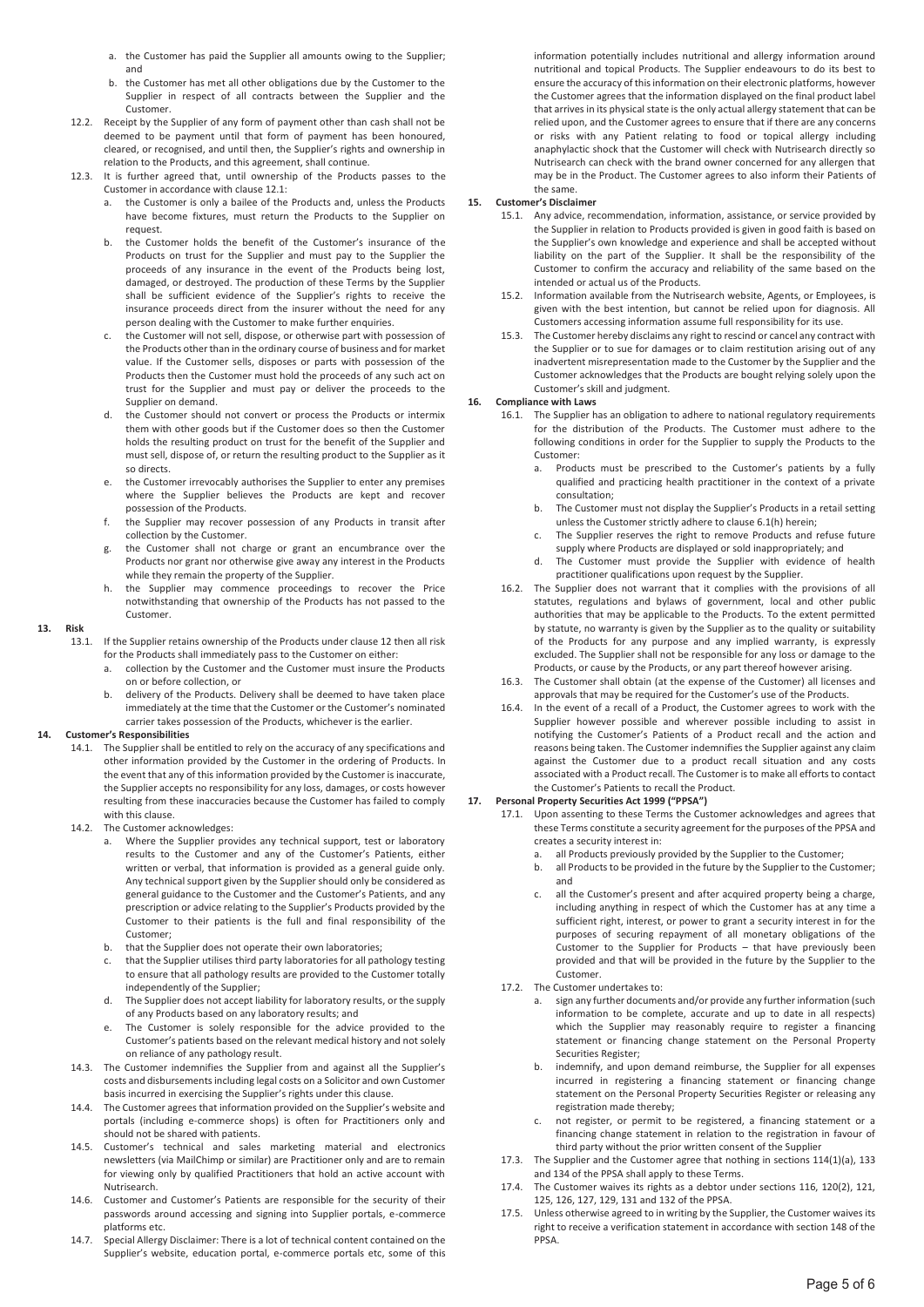a. the Customer has paid the Supplier all amounts owing to the Supplier; and
b. the Customer has met all other obligations due by the Customer to the Supplier in respect of all contracts between the Supplier and the Customer.

12.2. Receipt by the Supplier of any form of payment other than cash shall not be deemed to be payment until that form of payment has been honoured, cleared, or recognised, and until then, the Supplier's rights and ownership in relation to the Products, and this agreement, shall continue.

12.3. It is further agreed that, until ownership of the Products passes to the Customer in accordance with clause 12.1:

a. the Customer is only a bailee of the Products and, unless the Products have become fixtures, must return the Products to the Supplier on request.
b. the Customer holds the benefit of the Customer's insurance of the Products on trust for the Supplier and must pay to the Supplier the proceeds of any insurance in the event of the Products being lost, damaged, or destroyed. The production of these Terms by the Supplier shall be sufficient evidence of the Supplier's rights to receive the insurance proceeds direct from the insurer without the need for any person dealing with the Customer to make further enquiries.
c. the Customer will not sell, dispose, or otherwise part with possession of the Products other than in the ordinary course of business and for market value. If the Customer sells, disposes or parts with possession of the Products then the Customer must hold the proceeds of any such act on trust for the Supplier and must pay or deliver the proceeds to the Supplier on demand.
d. the Customer should not convert or process the Products or intermix them with other goods but if the Customer does so then the Customer holds the resulting product on trust for the benefit of the Supplier and must sell, dispose of, or return the resulting product to the Supplier as it so directs.
e. the Customer irrevocably authorises the Supplier to enter any premises where the Supplier believes the Products are kept and recover possession of the Products.
f. the Supplier may recover possession of any Products in transit after collection by the Customer.
g. the Customer shall not charge or grant an encumbrance over the Products nor grant nor otherwise give away any interest in the Products while they remain the property of the Supplier.
h. the Supplier may commence proceedings to recover the Price notwithstanding that ownership of the Products has not passed to the Customer.

## 13. Risk

13.1. If the Supplier retains ownership of the Products under clause 12 then all risk for the Products shall immediately pass to the Customer on either:

a. collection by the Customer and the Customer must insure the Products on or before collection, or
b. delivery of the Products. Delivery shall be deemed to have taken place immediately at the time that the Customer or the Customer's nominated carrier takes possession of the Products, whichever is the earlier.

## 14. Customer's Responsibilities

14.1. The Supplier shall be entitled to rely on the accuracy of any specifications and other information provided by the Customer in the ordering of Products. In the event that any of this information provided by the Customer is inaccurate, the Supplier accepts no responsibility for any loss, damages, or costs however resulting from these inaccuracies because the Customer has failed to comply with this clause.

14.2. The Customer acknowledges:

a. Where the Supplier provides any technical support, test or laboratory results to the Customer and any of the Customer's Patients, either written or verbal, that information is provided as a general guide only. Any technical support given by the Supplier should only be considered as general guidance to the Customer and the Customer's Patients, and any prescription or advice relating to the Supplier's Products provided by the Customer to their patients is the full and final responsibility of the Customer;
b. that the Supplier does not operate their own laboratories;
c. that the Supplier utilises third party laboratories for all pathology testing to ensure that all pathology results are provided to the Customer totally independently of the Supplier;
d. The Supplier does not accept liability for laboratory results, or the supply of any Products based on any laboratory results; and
e. The Customer is solely responsible for the advice provided to the Customer's patients based on the relevant medical history and not solely on reliance of any pathology result.

14.3. The Customer indemnifies the Supplier from and against all the Supplier's costs and disbursements including legal costs on a Solicitor and own Customer basis incurred in exercising the Supplier's rights under this clause.

14.4. The Customer agrees that information provided on the Supplier's website and portals (including e-commerce shops) is often for Practitioners only and should not be shared with patients.

14.5. Customer's technical and sales marketing material and electronics newsletters (via MailChimp or similar) are Practitioner only and are to remain for viewing only by qualified Practitioners that hold an active account with Nutrisearch.

14.6. Customer and Customer's Patients are responsible for the security of their passwords around accessing and signing into Supplier portals, e-commerce platforms etc.

14.7. Special Allergy Disclaimer: There is a lot of technical content contained on the Supplier's website, education portal, e-commerce portals etc, some of this information potentially includes nutritional and allergy information around nutritional and topical Products. The Supplier endeavours to do its best to ensure the accuracy of this information on their electronic platforms, however the Customer agrees that the information displayed on the final product label that arrives in its physical state is the only actual allergy statement that can be relied upon, and the Customer agrees to ensure that if there are any concerns or risks with any Patient relating to food or topical allergy including anaphylactic shock that the Customer will check with Nutrisearch directly so Nutrisearch can check with the brand owner concerned for any allergen that may be in the Product. The Customer agrees to also inform their Patients of the same.

## 15. Customer's Disclaimer

15.1. Any advice, recommendation, information, assistance, or service provided by the Supplier in relation to Products provided is given in good faith is based on the Supplier's own knowledge and experience and shall be accepted without liability on the part of the Supplier. It shall be the responsibility of the Customer to confirm the accuracy and reliability of the same based on the intended or actual us of the Products.

15.2. Information available from the Nutrisearch website, Agents, or Employees, is given with the best intention, but cannot be relied upon for diagnosis. All Customers accessing information assume full responsibility for its use.

15.3. The Customer hereby disclaims any right to rescind or cancel any contract with the Supplier or to sue for damages or to claim restitution arising out of any inadvertent misrepresentation made to the Customer by the Supplier and the Customer acknowledges that the Products are bought relying solely upon the Customer's skill and judgment.

## 16. Compliance with Laws

16.1. The Supplier has an obligation to adhere to national regulatory requirements for the distribution of the Products. The Customer must adhere to the following conditions in order for the Supplier to supply the Products to the Customer:

a. Products must be prescribed to the Customer's patients by a fully qualified and practicing health practitioner in the context of a private consultation;
b. The Customer must not display the Supplier's Products in a retail setting unless the Customer strictly adhere to clause 6.1(h) herein;
c. The Supplier reserves the right to remove Products and refuse future supply where Products are displayed or sold inappropriately; and
d. The Customer must provide the Supplier with evidence of health practitioner qualifications upon request by the Supplier.

16.2. The Supplier does not warrant that it complies with the provisions of all statutes, regulations and bylaws of government, local and other public authorities that may be applicable to the Products. To the extent permitted by statute, no warranty is given by the Supplier as to the quality or suitability of the Products for any purpose and any implied warranty, is expressly excluded. The Supplier shall not be responsible for any loss or damage to the Products, or cause by the Products, or any part thereof however arising.

16.3. The Customer shall obtain (at the expense of the Customer) all licenses and approvals that may be required for the Customer's use of the Products.

16.4. In the event of a recall of a Product, the Customer agrees to work with the Supplier however possible and wherever possible including to assist in notifying the Customer's Patients of a Product recall and the action and reasons being taken. The Customer indemnifies the Supplier against any claim against the Customer due to a product recall situation and any costs associated with a Product recall. The Customer is to make all efforts to contact the Customer's Patients to recall the Product.

## 17. Personal Property Securities Act 1999 ("PPSA")

17.1. Upon assenting to these Terms the Customer acknowledges and agrees that these Terms constitute a security agreement for the purposes of the PPSA and creates a security interest in:

a. all Products previously provided by the Supplier to the Customer;
b. all Products to be provided in the future by the Supplier to the Customer; and
c. all the Customer's present and after acquired property being a charge, including anything in respect of which the Customer has at any time a sufficient right, interest, or power to grant a security interest in for the purposes of securing repayment of all monetary obligations of the Customer to the Supplier for Products – that have previously been provided and that will be provided in the future by the Supplier to the Customer.

17.2. The Customer undertakes to:

a. sign any further documents and/or provide any further information (such information to be complete, accurate and up to date in all respects) which the Supplier may reasonably require to register a financing statement or financing change statement on the Personal Property Securities Register;
b. indemnify, and upon demand reimburse, the Supplier for all expenses incurred in registering a financing statement or financing change statement on the Personal Property Securities Register or releasing any registration made thereby;
c. not register, or permit to be registered, a financing statement or a financing change statement in relation to the registration in favour of third party without the prior written consent of the Supplier

17.3. The Supplier and the Customer agree that nothing in sections 114(1)(a), 133 and 134 of the PPSA shall apply to these Terms.

17.4. The Customer waives its rights as a debtor under sections 116, 120(2), 121, 125, 126, 127, 129, 131 and 132 of the PPSA.

17.5. Unless otherwise agreed to in writing by the Supplier, the Customer waives its right to receive a verification statement in accordance with section 148 of the PPSA.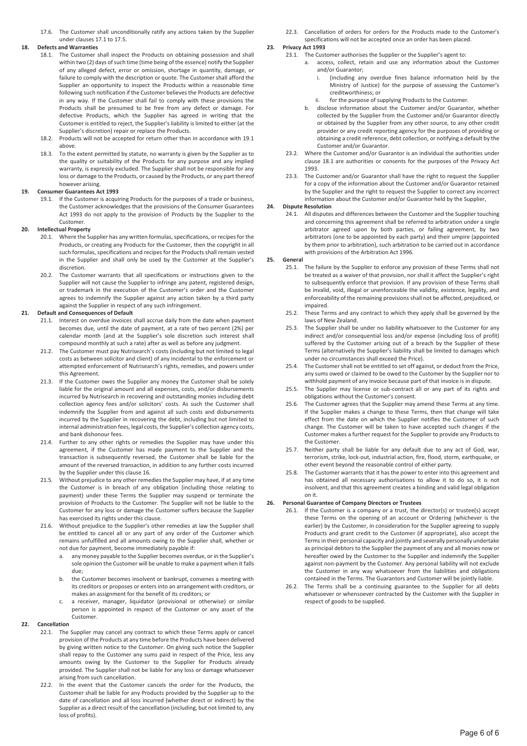17.6. The Customer shall unconditionally ratify any actions taken by the Supplier under clauses 17.1 to 17.5.

**18. Defects and Warranties**

18.1. The Customer shall inspect the Products on obtaining possession and shall within two (2) days of such time (time being of the essence) notify the Supplier of any alleged defect, error or omission, shortage in quantity, damage, or failure to comply with the description or quote. The Customer shall afford the Supplier an opportunity to inspect the Products within a reasonable time following such notification if the Customer believes the Products are defective in any way. If the Customer shall fail to comply with these provisions the Products shall be presumed to be free from any defect or damage. For defective Products, which the Supplier has agreed in writing that the Customer is entitled to reject, the Supplier's liability is limited to either (at the Supplier's discretion) repair or replace the Products.

18.2. Products will not be accepted for return other than in accordance with 19.1 above.

18.3. To the extent permitted by statute, no warranty is given by the Supplier as to the quality or suitability of the Products for any purpose and any implied warranty, is expressly excluded. The Supplier shall not be responsible for any loss or damage to the Products, or caused by the Products, or any part thereof however arising.

**19. Consumer Guarantees Act 1993**

19.1. If the Customer is acquiring Products for the purposes of a trade or business, the Customer acknowledges that the provisions of the Consumer Guarantees Act 1993 do not apply to the provision of Products by the Supplier to the Customer.

**20. Intellectual Property**

20.1. Where the Supplier has any written formulas, specifications, or recipes for the Products, or creating any Products for the Customer, then the copyright in all such formulas, specifications and recipes for the Products shall remain vested in the Supplier and shall only be used by the Customer at the Supplier's discretion.

20.2. The Customer warrants that all specifications or instructions given to the Supplier will not cause the Supplier to infringe any patent, registered design, or trademark in the execution of the Customer's order and the Customer agrees to indemnify the Supplier against any action taken by a third party against the Supplier in respect of any such infringement.

**21. Default and Consequences of Default**

21.1. Interest on overdue invoices shall accrue daily from the date when payment becomes due, until the date of payment, at a rate of two percent (2%) per calendar month (and at the Supplier's sole discretion such interest shall compound monthly at such a rate) after as well as before any judgment.

21.2. The Customer must pay Nutrisearch's costs (including but not limited to legal costs as between solicitor and client) of any incidental to the enforcement or attempted enforcement of Nutrisearch's rights, remedies, and powers under this Agreement.

21.3. If the Customer owes the Supplier any money the Customer shall be solely liable for the original amount and all expenses, costs, and/or disbursements incurred by Nutrisearch in recovering and outstanding monies including debt collection agency fees and/or solicitors' costs. As such the Customer shall indemnify the Supplier from and against all such costs and disbursements incurred by the Supplier in recovering the debt, including but not limited to internal administration fees, legal costs, the Supplier's collection agency costs, and bank dishonour fees.

21.4. Further to any other rights or remedies the Supplier may have under this agreement, if the Customer has made payment to the Supplier and the transaction is subsequently reversed, the Customer shall be liable for the amount of the reversed transaction, in addition to any further costs incurred by the Supplier under this clause 16.

21.5. Without prejudice to any other remedies the Supplier may have, if at any time the Customer is in breach of any obligation (including those relating to payment) under these Terms the Supplier may suspend or terminate the provision of Products to the Customer. The Supplier will not be liable to the Customer for any loss or damage the Customer suffers because the Supplier has exercised its rights under this clause.

21.6. Without prejudice to the Supplier's other remedies at law the Supplier shall be entitled to cancel all or any part of any order of the Customer which remains unfulfilled and all amounts owing to the Supplier shall, whether or not due for payment, become immediately payable if:

a. any money payable to the Supplier becomes overdue, or in the Supplier's sole opinion the Customer will be unable to make a payment when it falls due;

b. the Customer becomes insolvent or bankrupt, convenes a meeting with its creditors or proposes or enters into an arrangement with creditors, or makes an assignment for the benefit of its creditors; or

c. a receiver, manager, liquidator (provisional or otherwise) or similar person is appointed in respect of the Customer or any asset of the Customer.

**22. Cancellation**

22.1. The Supplier may cancel any contract to which these Terms apply or cancel provision of the Products at any time before the Products have been delivered by giving written notice to the Customer. On giving such notice the Supplier shall repay to the Customer any sums paid in respect of the Price, less any amounts owing by the Customer to the Supplier for Products already provided. The Supplier shall not be liable for any loss or damage whatsoever arising from such cancellation.

22.2. In the event that the Customer cancels the order for the Products, the Customer shall be liable for any Products provided by the Supplier up to the date of cancellation and all loss incurred (whether direct or indirect) by the Supplier as a direct result of the cancellation (including, but not limited to, any loss of profits).

22.3. Cancellation of orders for orders for the Products made to the Customer's specifications will not be accepted once an order has been placed.

**23. Privacy Act 1993**

23.1. The Customer authorises the Supplier or the Supplier's agent to:

a. access, collect, retain and use any information about the Customer and/or Guarantor;

i. (including any overdue fines balance information held by the Ministry of Justice) for the purpose of assessing the Customer's creditworthiness; or

ii. for the purpose of supplying Products to the Customer.

b. disclose information about the Customer and/or Guarantor, whether collected by the Supplier from the Customer and/or Guarantor directly or obtained by the Supplier from any other source, to any other credit provider or any credit reporting agency for the purposes of providing or obtaining a credit reference, debt collection, or notifying a default by the Customer and/or Guarantor.

23.2. Where the Customer and/or Guarantor is an individual the authorities under clause 18.1 are authorities or consents for the purposes of the Privacy Act 1993.

23.3. The Customer and/or Guarantor shall have the right to request the Supplier for a copy of the information about the Customer and/or Guarantor retained by the Supplier and the right to request the Supplier to correct any incorrect information about the Customer and/or Guarantor held by the Supplier,

**24. Dispute Resolution**

24.1. All disputes and differences between the Customer and the Supplier touching and concerning this agreement shall be referred to arbitration under a single arbitrator agreed upon by both parties, or failing agreement, by two arbitrators (one to be appointed by each party) and their umpire (appointed by them prior to arbitration), such arbitration to be carried out in accordance with provisions of the Arbitration Act 1996.

**25. General**

25.1. The failure by the Supplier to enforce any provision of these Terms shall not be treated as a waiver of that provision, nor shall it affect the Supplier's right to subsequently enforce that provision. If any provision of these Terms shall be invalid, void, illegal or unenforceable the validity, existence, legality, and enforceability of the remaining provisions shall not be affected, prejudiced, or impaired.

25.2. These Terms and any contract to which they apply shall be governed by the laws of New Zealand.

25.3. The Supplier shall be under no liability whatsoever to the Customer for any indirect and/or consequential loss and/or expense (including loss of profit) suffered by the Customer arising out of a breach by the Supplier of these Terms (alternatively the Supplier's liability shall be limited to damages which under no circumstances shall exceed the Price).

25.4. The Customer shall not be entitled to set off against, or deduct from the Price, any sums owed or claimed to be owed to the Customer by the Supplier nor to withhold payment of any invoice because part of that invoice is in dispute.

25.5. The Supplier may license or sub-contract all or any part of its rights and obligations without the Customer's consent.

25.6. The Customer agrees that the Supplier may amend these Terms at any time. If the Supplier makes a change to these Terms, then that change will take effect from the date on which the Supplier notifies the Customer of such change. The Customer will be taken to have accepted such changes if the Customer makes a further request for the Supplier to provide any Products to the Customer.

25.7. Neither party shall be liable for any default due to any act of God, war, terrorism, strike, lock-out, industrial action, fire, flood, storm, earthquake, or other event beyond the reasonable control of either party.

25.8. The Customer warrants that it has the power to enter into this agreement and has obtained all necessary authorisations to allow it to do so, it is not insolvent, and that this agreement creates a binding and valid legal obligation on it.

**26. Personal Guarantee of Company Directors or Trustees**

26.1. If the Customer is a company or a trust, the director(s) or trustee(s) accept these Terms on the opening of an account or Ordering (whichever is the earlier) by the Customer, in consideration for the Supplier agreeing to supply Products and grant credit to the Customer (if appropriate), also accept the Terms in their personal capacity and jointly and severally personally undertake as principal debtors to the Supplier the payment of any and all monies now or hereafter owed by the Customer to the Supplier and indemnify the Supplier against non-payment by the Customer. Any personal liability will not exclude the Customer in any way whatsoever from the liabilities and obligations contained in the Terms. The Guarantors and Customer will be jointly liable.

26.2. The Terms shall be a continuing guarantee to the Supplier for all debts whatsoever or whensoever contracted by the Customer with the Supplier in respect of goods to be supplied.